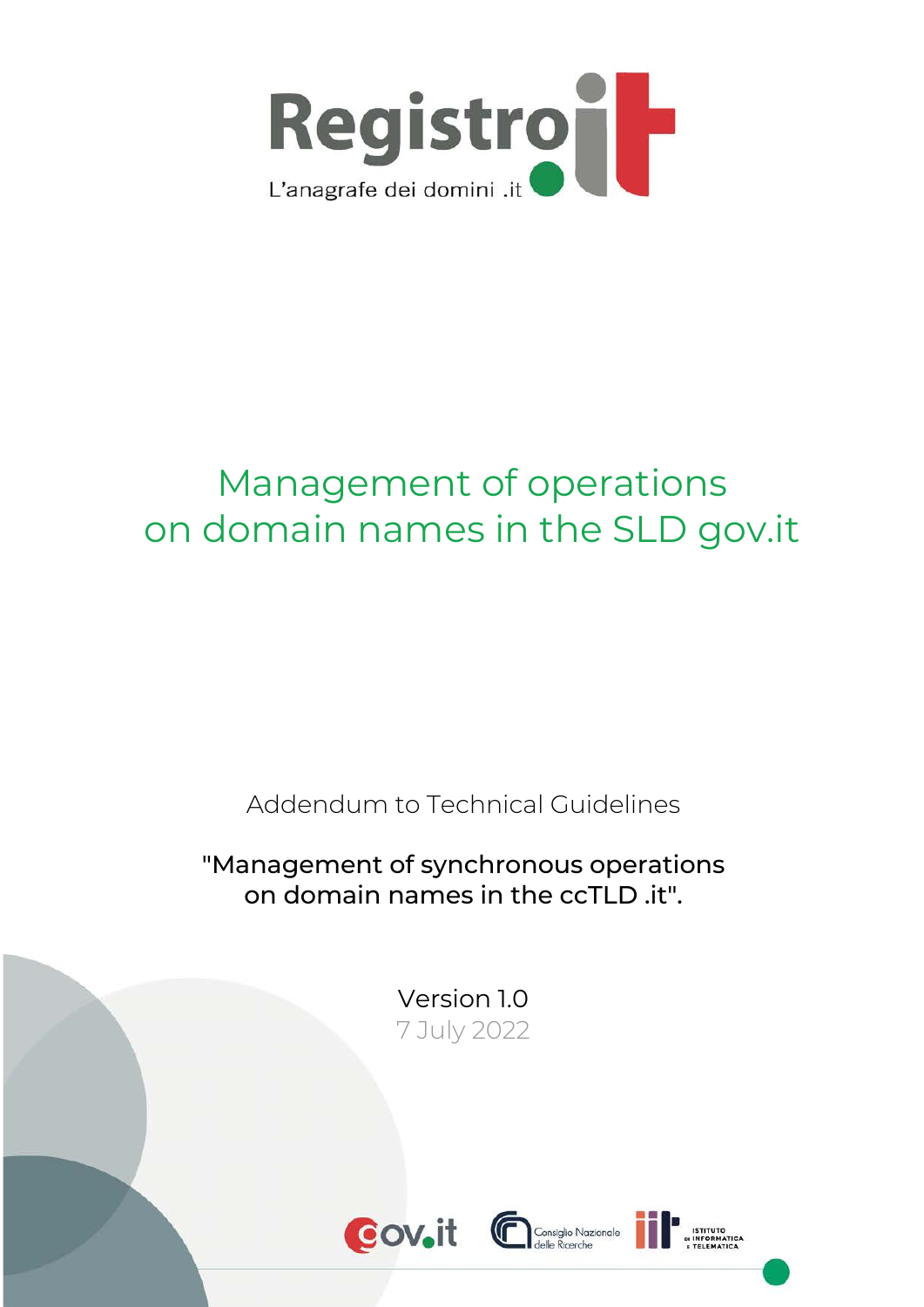Registro.it

L'anagrafe dei domini .it

# Management of operations on domain names in the SLD gov.it

Addendum to Technical Guidelines

"Management of synchronous operations on domain names in the ccTLD .it".

Version 1.0

7 July 2022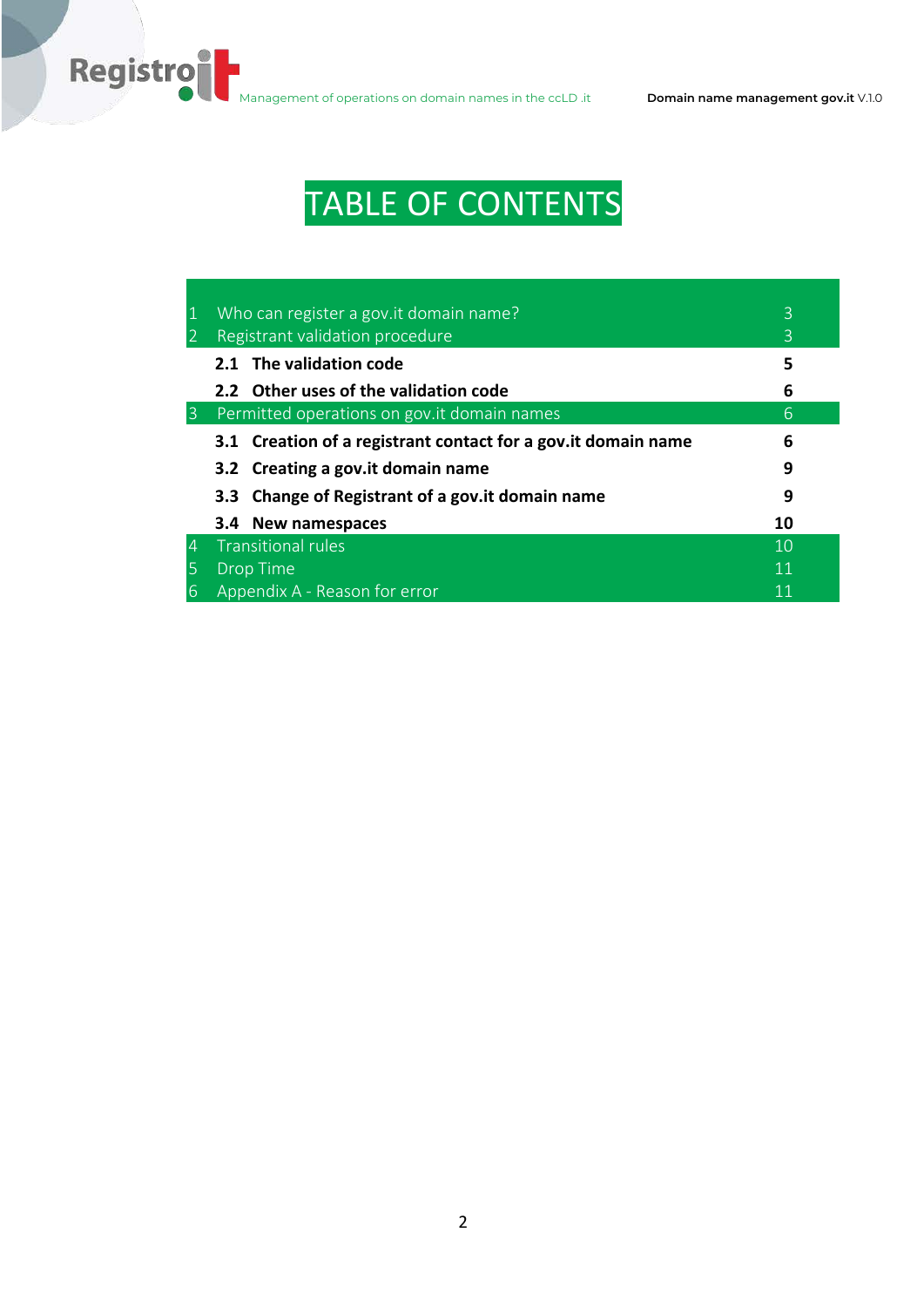# TABLE OF CONTENTS

| | | |
|---|---|---|
| 1 | Who can register a gov.it domain name? | 3 |
| 2 | Registrant validation procedure | 3 |
| | **2.1 The validation code** | **5** |
| | **2.2 Other uses of the validation code** | **6** |
| 3 | Permitted operations on gov.it domain names | 6 |
| | **3.1 Creation of a registrant contact for a gov.it domain name** | **6** |
| | **3.2 Creating a gov.it domain name** | **9** |
| | **3.3 Change of Registrant of a gov.it domain name** | **9** |
| | **3.4 New namespaces** | **10** |
| 4 | Transitional rules | 10 |
| 5 | Drop Time | 11 |
| 6 | Appendix A - Reason for error | 11 |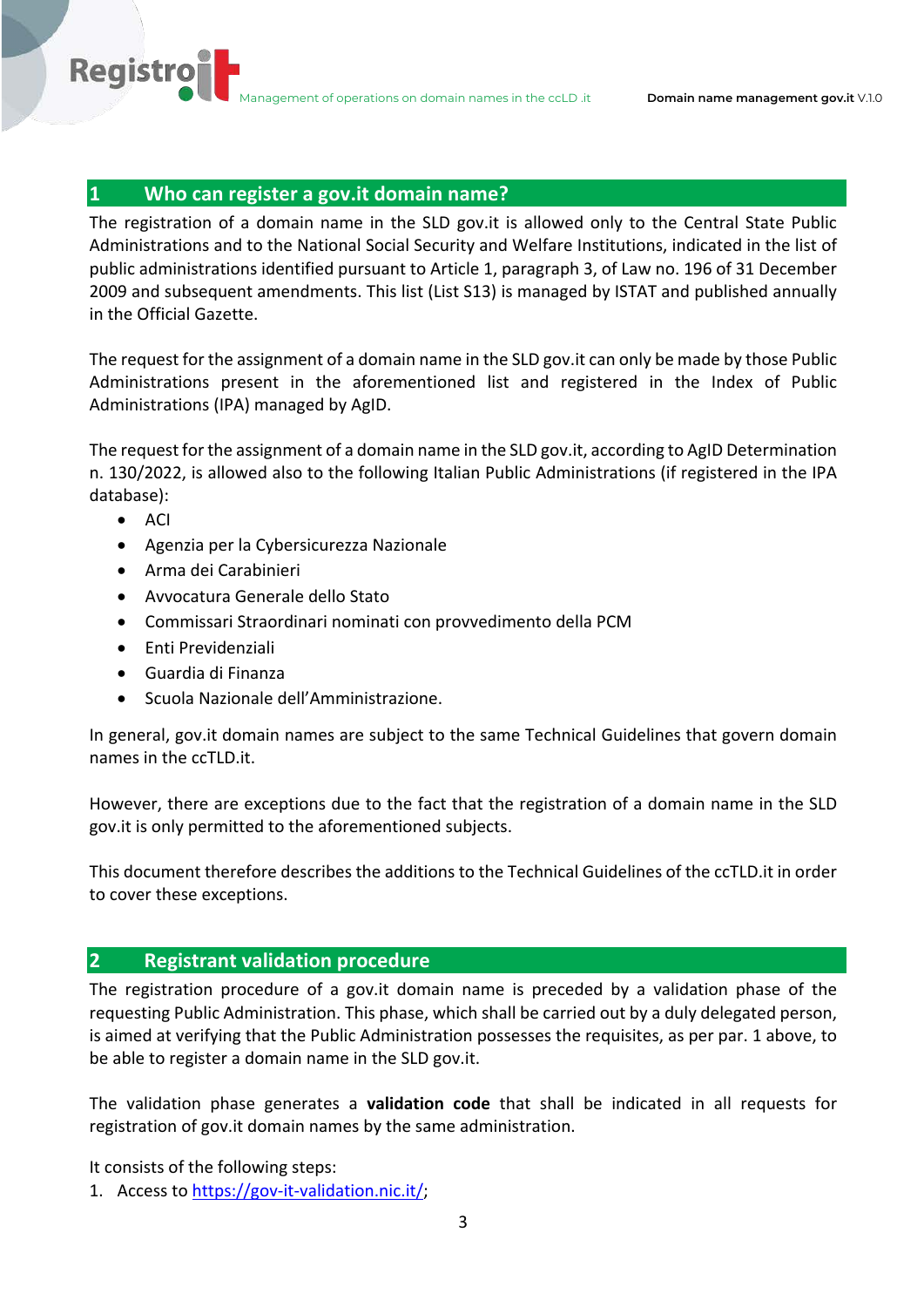## 1 Who can register a gov.it domain name?

The registration of a domain name in the SLD gov.it is allowed only to the Central State Public Administrations and to the National Social Security and Welfare Institutions, indicated in the list of public administrations identified pursuant to Article 1, paragraph 3, of Law no. 196 of 31 December 2009 and subsequent amendments. This list (List S13) is managed by ISTAT and published annually in the Official Gazette.

The request for the assignment of a domain name in the SLD gov.it can only be made by those Public Administrations present in the aforementioned list and registered in the Index of Public Administrations (IPA) managed by AgID.

The request for the assignment of a domain name in the SLD gov.it, according to AgID Determination n. 130/2022, is allowed also to the following Italian Public Administrations (if registered in the IPA database):

- ACI
- Agenzia per la Cybersicurezza Nazionale
- Arma dei Carabinieri
- Avvocatura Generale dello Stato
- Commissari Straordinari nominati con provvedimento della PCM
- Enti Previdenziali
- Guardia di Finanza
- Scuola Nazionale dell'Amministrazione.

In general, gov.it domain names are subject to the same Technical Guidelines that govern domain names in the ccTLD.it.

However, there are exceptions due to the fact that the registration of a domain name in the SLD gov.it is only permitted to the aforementioned subjects.

This document therefore describes the additions to the Technical Guidelines of the ccTLD.it in order to cover these exceptions.

## 2 Registrant validation procedure

The registration procedure of a gov.it domain name is preceded by a validation phase of the requesting Public Administration. This phase, which shall be carried out by a duly delegated person, is aimed at verifying that the Public Administration possesses the requisites, as per par. 1 above, to be able to register a domain name in the SLD gov.it.

The validation phase generates a **validation code** that shall be indicated in all requests for registration of gov.it domain names by the same administration.

It consists of the following steps:

1. Access to https://gov-it-validation.nic.it/;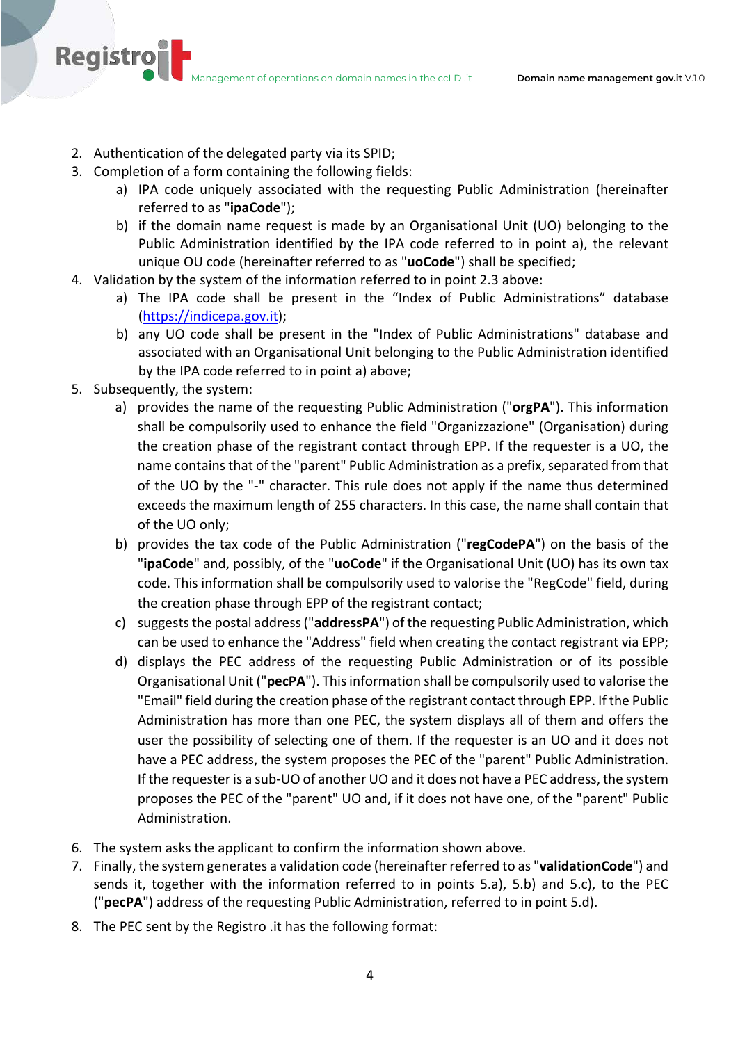2. Authentication of the delegated party via its SPID;
3. Completion of a form containing the following fields:
    a) IPA code uniquely associated with the requesting Public Administration (hereinafter referred to as "**ipaCode**");
    b) if the domain name request is made by an Organisational Unit (UO) belonging to the Public Administration identified by the IPA code referred to in point a), the relevant unique OU code (hereinafter referred to as "**uoCode**") shall be specified;
4. Validation by the system of the information referred to in point 2.3 above:
    a) The IPA code shall be present in the "Index of Public Administrations" database ([https://indicepa.gov.it](https://indicepa.gov.it));
    b) any UO code shall be present in the "Index of Public Administrations" database and associated with an Organisational Unit belonging to the Public Administration identified by the IPA code referred to in point a) above;
5. Subsequently, the system:
    a) provides the name of the requesting Public Administration ("**orgPA**"). This information shall be compulsorily used to enhance the field "Organizzazione" (Organisation) during the creation phase of the registrant contact through EPP. If the requester is a UO, the name contains that of the "parent" Public Administration as a prefix, separated from that of the UO by the "-" character. This rule does not apply if the name thus determined exceeds the maximum length of 255 characters. In this case, the name shall contain that of the UO only;
    b) provides the tax code of the Public Administration ("**regCodePA**") on the basis of the "**ipaCode**" and, possibly, of the "**uoCode**" if the Organisational Unit (UO) has its own tax code. This information shall be compulsorily used to valorise the "RegCode" field, during the creation phase through EPP of the registrant contact;
    c) suggests the postal address ("**addressPA**") of the requesting Public Administration, which can be used to enhance the "Address" field when creating the contact registrant via EPP;
    d) displays the PEC address of the requesting Public Administration or of its possible Organisational Unit ("**pecPA**"). This information shall be compulsorily used to valorise the "Email" field during the creation phase of the registrant contact through EPP. If the Public Administration has more than one PEC, the system displays all of them and offers the user the possibility of selecting one of them. If the requester is an UO and it does not have a PEC address, the system proposes the PEC of the "parent" Public Administration. If the requester is a sub-UO of another UO and it does not have a PEC address, the system proposes the PEC of the "parent" UO and, if it does not have one, of the "parent" Public Administration.
6. The system asks the applicant to confirm the information shown above.
7. Finally, the system generates a validation code (hereinafter referred to as "**validationCode**") and sends it, together with the information referred to in points 5.a), 5.b) and 5.c), to the PEC ("**pecPA**") address of the requesting Public Administration, referred to in point 5.d).
8. The PEC sent by the Registro .it has the following format: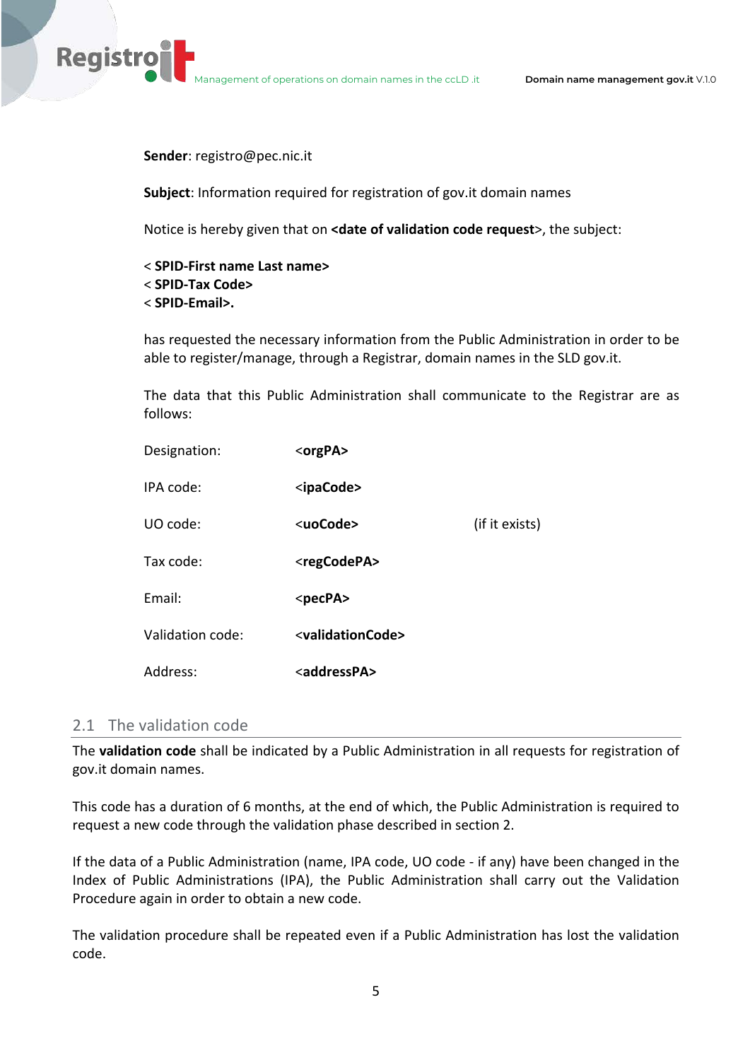**Sender**: registro@pec.nic.it

**Subject**: Information required for registration of gov.it domain names

Notice is hereby given that on **<date of validation code request**>, the subject:

< **SPID-First name Last name>**
< **SPID-Tax Code>**
< **SPID-Email>.**

has requested the necessary information from the Public Administration in order to be able to register/manage, through a Registrar, domain names in the SLD gov.it.

The data that this Public Administration shall communicate to the Registrar are as follows:

| | | |
|---|---|---|
| Designation: | **<orgPA>** | |
| IPA code: | **<ipaCode>** | |
| UO code: | **<uoCode>** | (if it exists) |
| Tax code: | **<regCodePA>** | |
| Email: | **<pecPA>** | |
| Validation code: | **<validationCode>** | |
| Address: | **<addressPA>** | |

## 2.1 The validation code

The **validation code** shall be indicated by a Public Administration in all requests for registration of gov.it domain names.

This code has a duration of 6 months, at the end of which, the Public Administration is required to request a new code through the validation phase described in section 2.

If the data of a Public Administration (name, IPA code, UO code - if any) have been changed in the Index of Public Administrations (IPA), the Public Administration shall carry out the Validation Procedure again in order to obtain a new code.

The validation procedure shall be repeated even if a Public Administration has lost the validation code.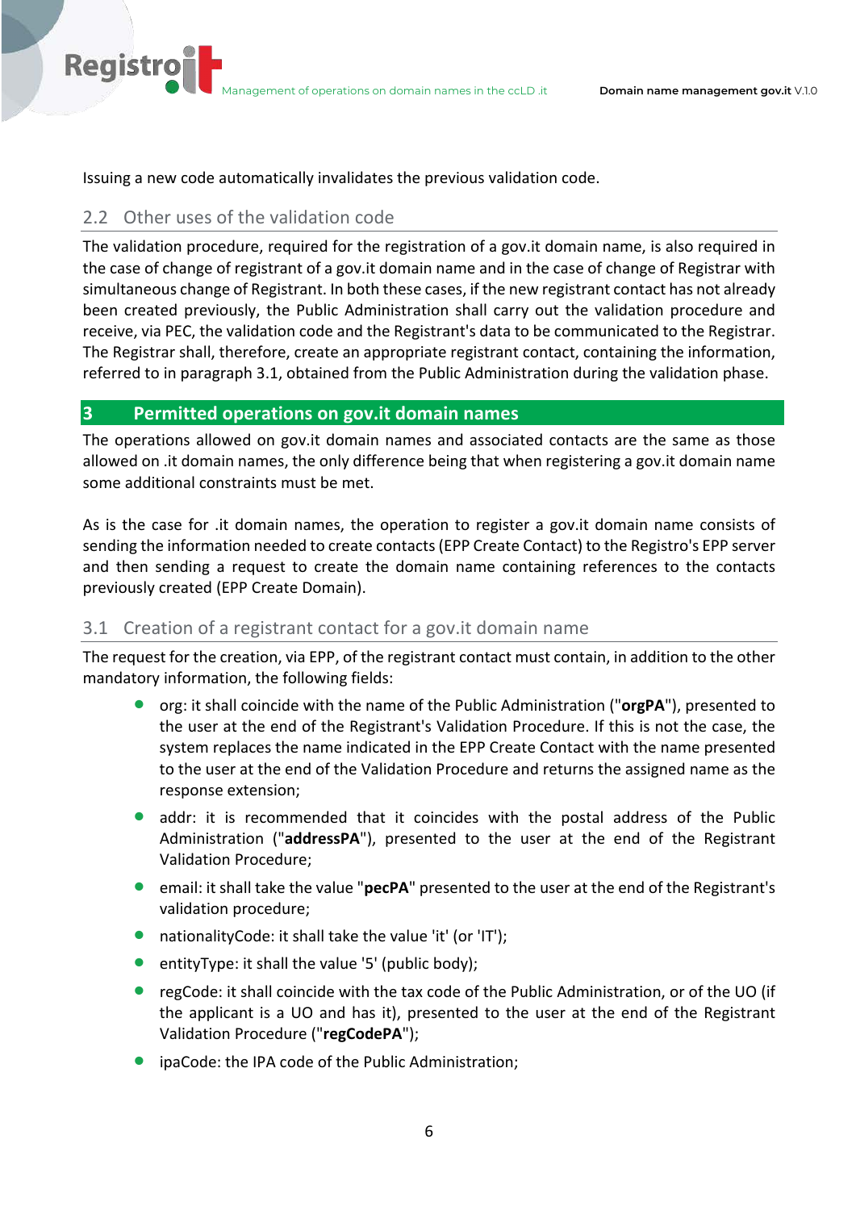Issuing a new code automatically invalidates the previous validation code.

## 2.2 Other uses of the validation code

The validation procedure, required for the registration of a gov.it domain name, is also required in the case of change of registrant of a gov.it domain name and in the case of change of Registrar with simultaneous change of Registrant. In both these cases, if the new registrant contact has not already been created previously, the Public Administration shall carry out the validation procedure and receive, via PEC, the validation code and the Registrant's data to be communicated to the Registrar. The Registrar shall, therefore, create an appropriate registrant contact, containing the information, referred to in paragraph 3.1, obtained from the Public Administration during the validation phase.

# 3 Permitted operations on gov.it domain names

The operations allowed on gov.it domain names and associated contacts are the same as those allowed on .it domain names, the only difference being that when registering a gov.it domain name some additional constraints must be met.

As is the case for .it domain names, the operation to register a gov.it domain name consists of sending the information needed to create contacts (EPP Create Contact) to the Registro's EPP server and then sending a request to create the domain name containing references to the contacts previously created (EPP Create Domain).

## 3.1 Creation of a registrant contact for a gov.it domain name

The request for the creation, via EPP, of the registrant contact must contain, in addition to the other mandatory information, the following fields:

- org: it shall coincide with the name of the Public Administration ("**orgPA**"), presented to the user at the end of the Registrant's Validation Procedure. If this is not the case, the system replaces the name indicated in the EPP Create Contact with the name presented to the user at the end of the Validation Procedure and returns the assigned name as the response extension;
- addr: it is recommended that it coincides with the postal address of the Public Administration ("**addressPA**"), presented to the user at the end of the Registrant Validation Procedure;
- email: it shall take the value "**pecPA**" presented to the user at the end of the Registrant's validation procedure;
- nationalityCode: it shall take the value 'it' (or 'IT');
- entityType: it shall the value '5' (public body);
- regCode: it shall coincide with the tax code of the Public Administration, or of the UO (if the applicant is a UO and has it), presented to the user at the end of the Registrant Validation Procedure ("**regCodePA**");
- ipaCode: the IPA code of the Public Administration;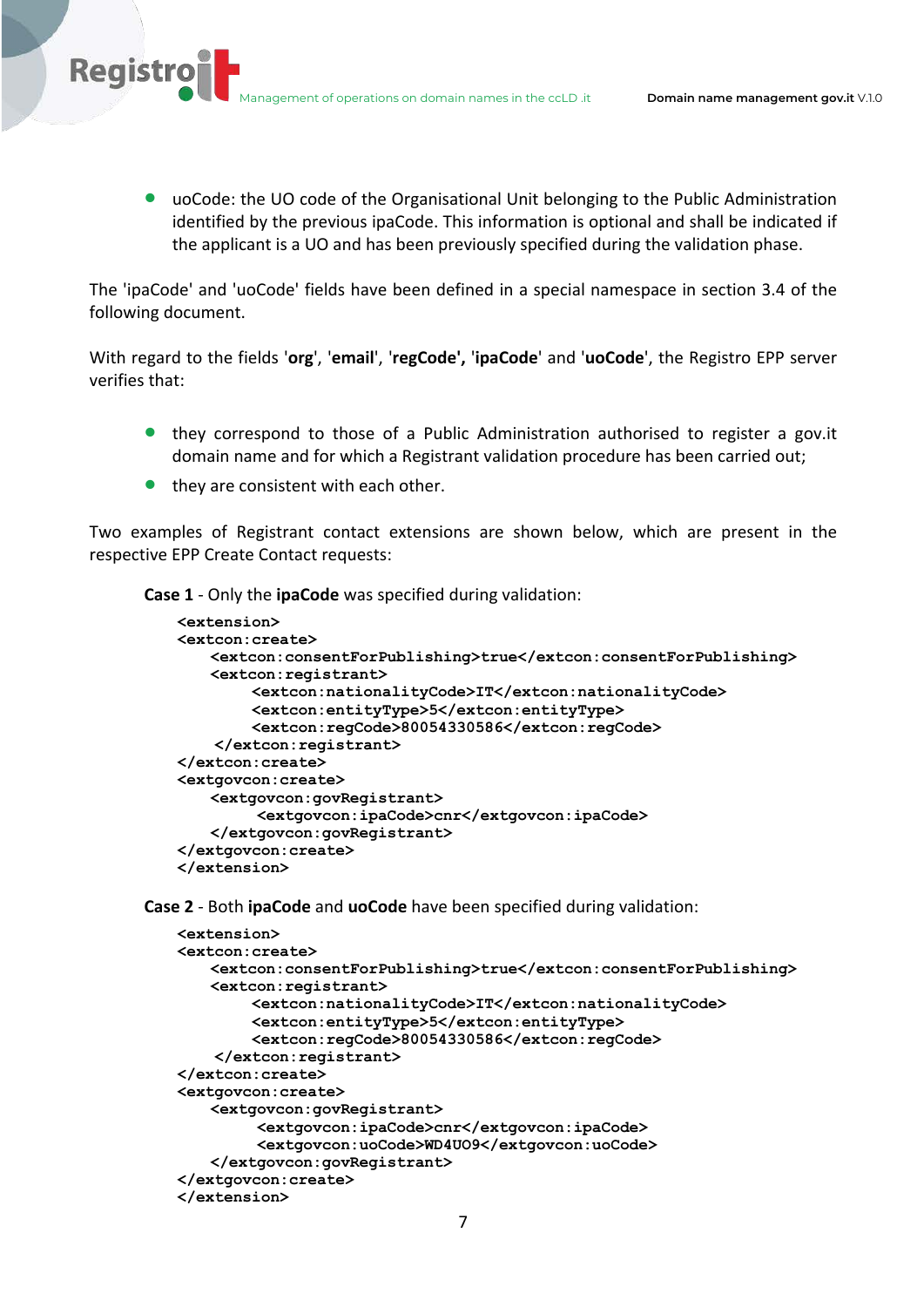- uoCode: the UO code of the Organisational Unit belonging to the Public Administration identified by the previous ipaCode. This information is optional and shall be indicated if the applicant is a UO and has been previously specified during the validation phase.

The 'ipaCode' and 'uoCode' fields have been defined in a special namespace in section 3.4 of the following document.

With regard to the fields '**org**', '**email**', '**regCode**', '**ipaCode**' and '**uoCode**', the Registro EPP server verifies that:

- they correspond to those of a Public Administration authorised to register a gov.it domain name and for which a Registrant validation procedure has been carried out;
- they are consistent with each other.

Two examples of Registrant contact extensions are shown below, which are present in the respective EPP Create Contact requests:

**Case 1** - Only the **ipaCode** was specified during validation:

```
<extension>
<extcon:create>
    <extcon:consentForPublishing>true</extcon:consentForPublishing>
    <extcon:registrant>
         <extcon:nationalityCode>IT</extcon:nationalityCode>
         <extcon:entityType>5</extcon:entityType>
         <extcon:regCode>80054330586</extcon:regCode>
     </extcon:registrant>
</extcon:create>
<extgovcon:create>
    <extgovcon:govRegistrant>
          <extgovcon:ipaCode>cnr</extgovcon:ipaCode>
    </extgovcon:govRegistrant>
</extgovcon:create>
</extension>
```

**Case 2** - Both **ipaCode** and **uoCode** have been specified during validation:

```
<extension>
<extcon:create>
    <extcon:consentForPublishing>true</extcon:consentForPublishing>
    <extcon:registrant>
         <extcon:nationalityCode>IT</extcon:nationalityCode>
         <extcon:entityType>5</extcon:entityType>
         <extcon:regCode>80054330586</extcon:regCode>
     </extcon:registrant>
</extcon:create>
<extgovcon:create>
    <extgovcon:govRegistrant>
          <extgovcon:ipaCode>cnr</extgovcon:ipaCode>
          <extgovcon:uoCode>WD4UO9</extgovcon:uoCode>
    </extgovcon:govRegistrant>
</extgovcon:create>
</extension>
```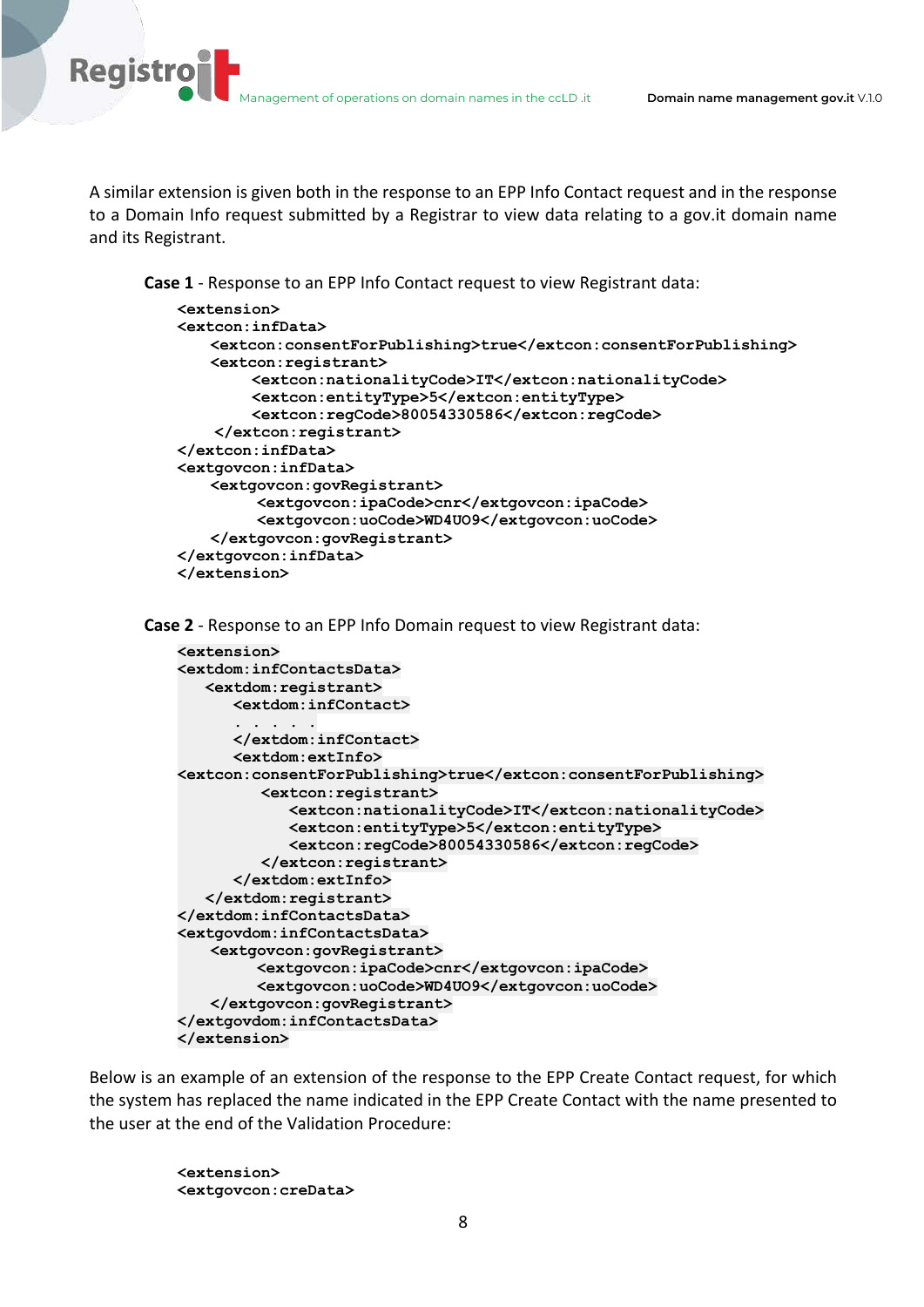A similar extension is given both in the response to an EPP Info Contact request and in the response to a Domain Info request submitted by a Registrar to view data relating to a gov.it domain name and its Registrant.

**Case 1** - Response to an EPP Info Contact request to view Registrant data:

```
<extension>
<extcon:infData>
    <extcon:consentForPublishing>true</extcon:consentForPublishing>
    <extcon:registrant>
         <extcon:nationalityCode>IT</extcon:nationalityCode>
         <extcon:entityType>5</extcon:entityType>
         <extcon:regCode>80054330586</extcon:regCode>
     </extcon:registrant>
</extcon:infData>
<extgovcon:infData>
    <extgovcon:govRegistrant>
          <extgovcon:ipaCode>cnr</extgovcon:ipaCode>
          <extgovcon:uoCode>WD4UO9</extgovcon:uoCode>
    </extgovcon:govRegistrant>
</extgovcon:infData>
</extension>
```

**Case 2** - Response to an EPP Info Domain request to view Registrant data:

```
<extension>
<extdom:infContactsData>
   <extdom:registrant>
      <extdom:infContact>
      . . . . .
      </extdom:infContact>
      <extdom:extInfo>
<extcon:consentForPublishing>true</extcon:consentForPublishing>
         <extcon:registrant>
            <extcon:nationalityCode>IT</extcon:nationalityCode>
            <extcon:entityType>5</extcon:entityType>
            <extcon:regCode>80054330586</extcon:regCode>
         </extcon:registrant>
      </extdom:extInfo>
   </extdom:registrant>
</extdom:infContactsData>
<extgovdom:infContactsData>
    <extgovcon:govRegistrant>
         <extgovcon:ipaCode>cnr</extgovcon:ipaCode>
         <extgovcon:uoCode>WD4UO9</extgovcon:uoCode>
    </extgovcon:govRegistrant>
</extgovdom:infContactsData>
</extension>
```

Below is an example of an extension of the response to the EPP Create Contact request, for which the system has replaced the name indicated in the EPP Create Contact with the name presented to the user at the end of the Validation Procedure:

```
<extension>
<extgovcon:creData>
```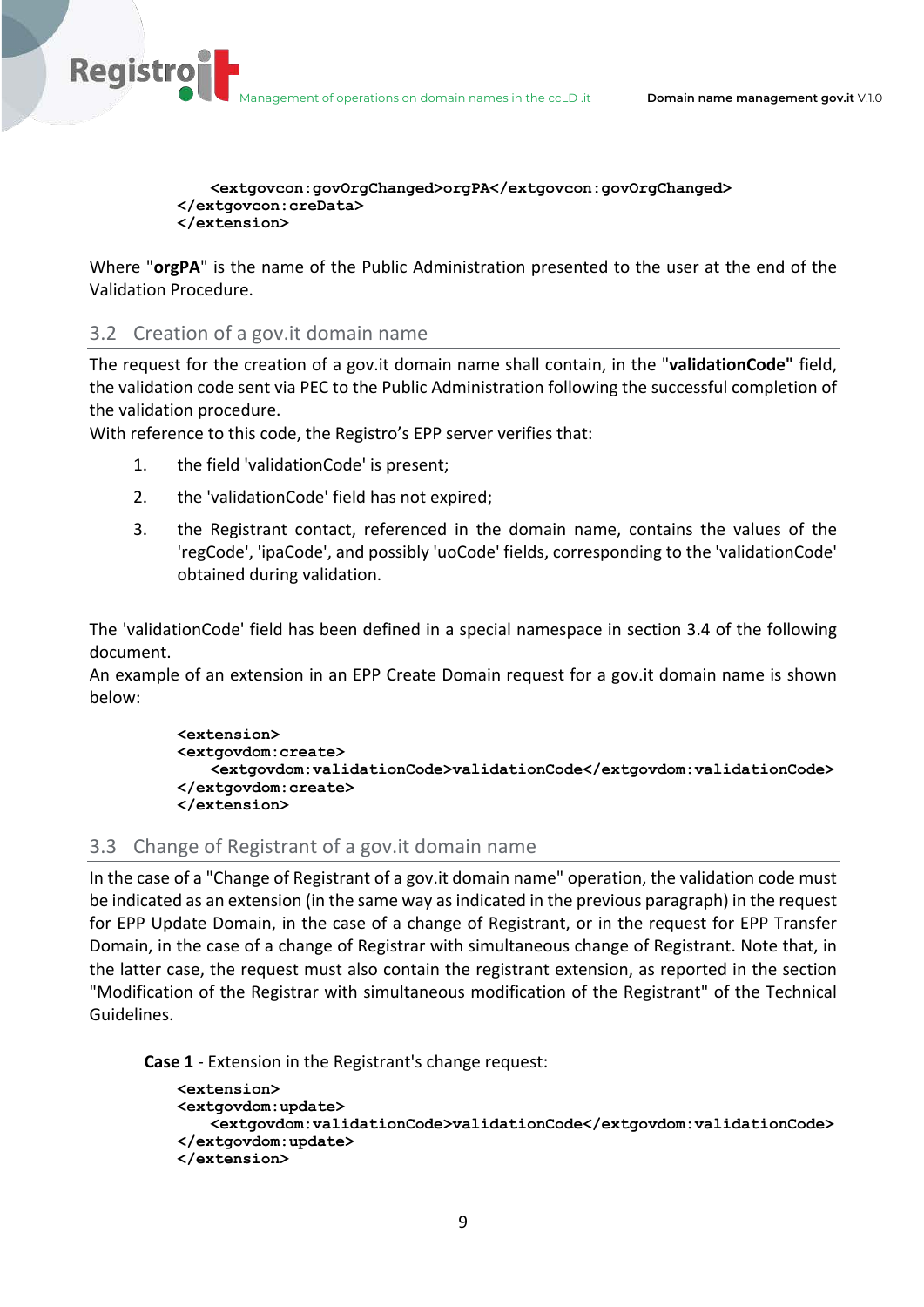```
    <extgovcon:govOrgChanged>orgPA</extgovcon:govOrgChanged>
</extgovcon:creData>
</extension>
```

Where "**orgPA**" is the name of the Public Administration presented to the user at the end of the Validation Procedure.

## 3.2 Creation of a gov.it domain name

The request for the creation of a gov.it domain name shall contain, in the "**validationCode"** field, the validation code sent via PEC to the Public Administration following the successful completion of the validation procedure.

With reference to this code, the Registro's EPP server verifies that:

1. the field 'validationCode' is present;
2. the 'validationCode' field has not expired;
3. the Registrant contact, referenced in the domain name, contains the values of the 'regCode', 'ipaCode', and possibly 'uoCode' fields, corresponding to the 'validationCode' obtained during validation.

The 'validationCode' field has been defined in a special namespace in section 3.4 of the following document.

An example of an extension in an EPP Create Domain request for a gov.it domain name is shown below:

```
<extension>
<extgovdom:create>
    <extgovdom:validationCode>validationCode</extgovdom:validationCode>
</extgovdom:create>
</extension>
```

## 3.3 Change of Registrant of a gov.it domain name

In the case of a "Change of Registrant of a gov.it domain name" operation, the validation code must be indicated as an extension (in the same way as indicated in the previous paragraph) in the request for EPP Update Domain, in the case of a change of Registrant, or in the request for EPP Transfer Domain, in the case of a change of Registrar with simultaneous change of Registrant. Note that, in the latter case, the request must also contain the registrant extension, as reported in the section "Modification of the Registrar with simultaneous modification of the Registrant" of the Technical Guidelines.

**Case 1** - Extension in the Registrant's change request:

```
<extension>
<extgovdom:update>
    <extgovdom:validationCode>validationCode</extgovdom:validationCode>
</extgovdom:update>
</extension>
```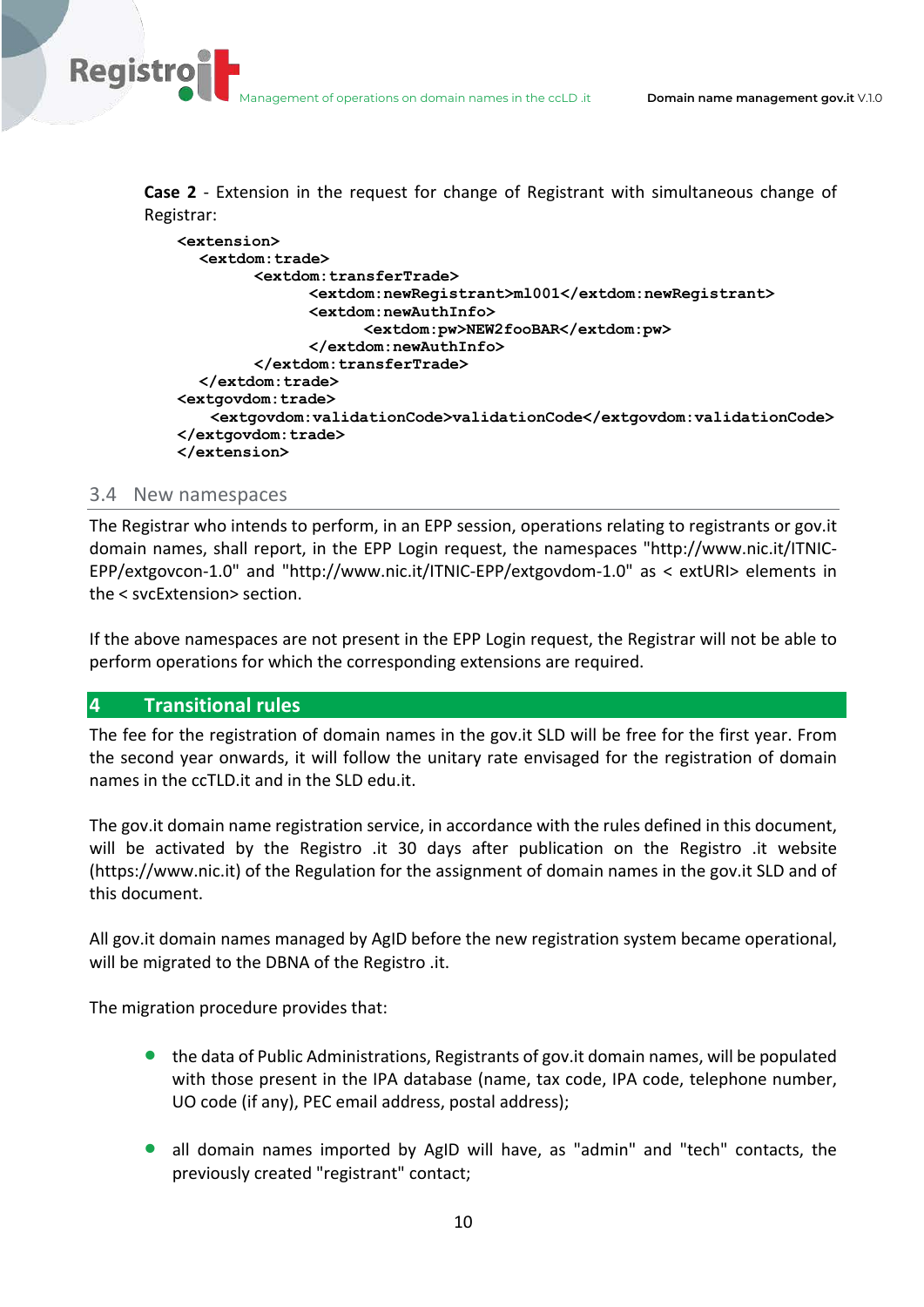**Case 2** - Extension in the request for change of Registrant with simultaneous change of Registrar:

```
<extension>
   <extdom:trade>
         <extdom:transferTrade>
               <extdom:newRegistrant>ml001</extdom:newRegistrant>
               <extdom:newAuthInfo>
                     <extdom:pw>NEW2fooBAR</extdom:pw>
               </extdom:newAuthInfo>
         </extdom:transferTrade>
   </extdom:trade>
<extgovdom:trade>
    <extgovdom:validationCode>validationCode</extgovdom:validationCode>
</extgovdom:trade>
</extension>
```

### 3.4 New namespaces

The Registrar who intends to perform, in an EPP session, operations relating to registrants or gov.it domain names, shall report, in the EPP Login request, the namespaces "http://www.nic.it/ITNIC-EPP/extgovcon-1.0" and "http://www.nic.it/ITNIC-EPP/extgovdom-1.0" as < extURI> elements in the < svcExtension> section.

If the above namespaces are not present in the EPP Login request, the Registrar will not be able to perform operations for which the corresponding extensions are required.

# 4 Transitional rules

The fee for the registration of domain names in the gov.it SLD will be free for the first year. From the second year onwards, it will follow the unitary rate envisaged for the registration of domain names in the ccTLD.it and in the SLD edu.it.

The gov.it domain name registration service, in accordance with the rules defined in this document, will be activated by the Registro .it 30 days after publication on the Registro .it website (https://www.nic.it) of the Regulation for the assignment of domain names in the gov.it SLD and of this document.

All gov.it domain names managed by AgID before the new registration system became operational, will be migrated to the DBNA of the Registro .it.

The migration procedure provides that:

- the data of Public Administrations, Registrants of gov.it domain names, will be populated with those present in the IPA database (name, tax code, IPA code, telephone number, UO code (if any), PEC email address, postal address);
- all domain names imported by AgID will have, as "admin" and "tech" contacts, the previously created "registrant" contact;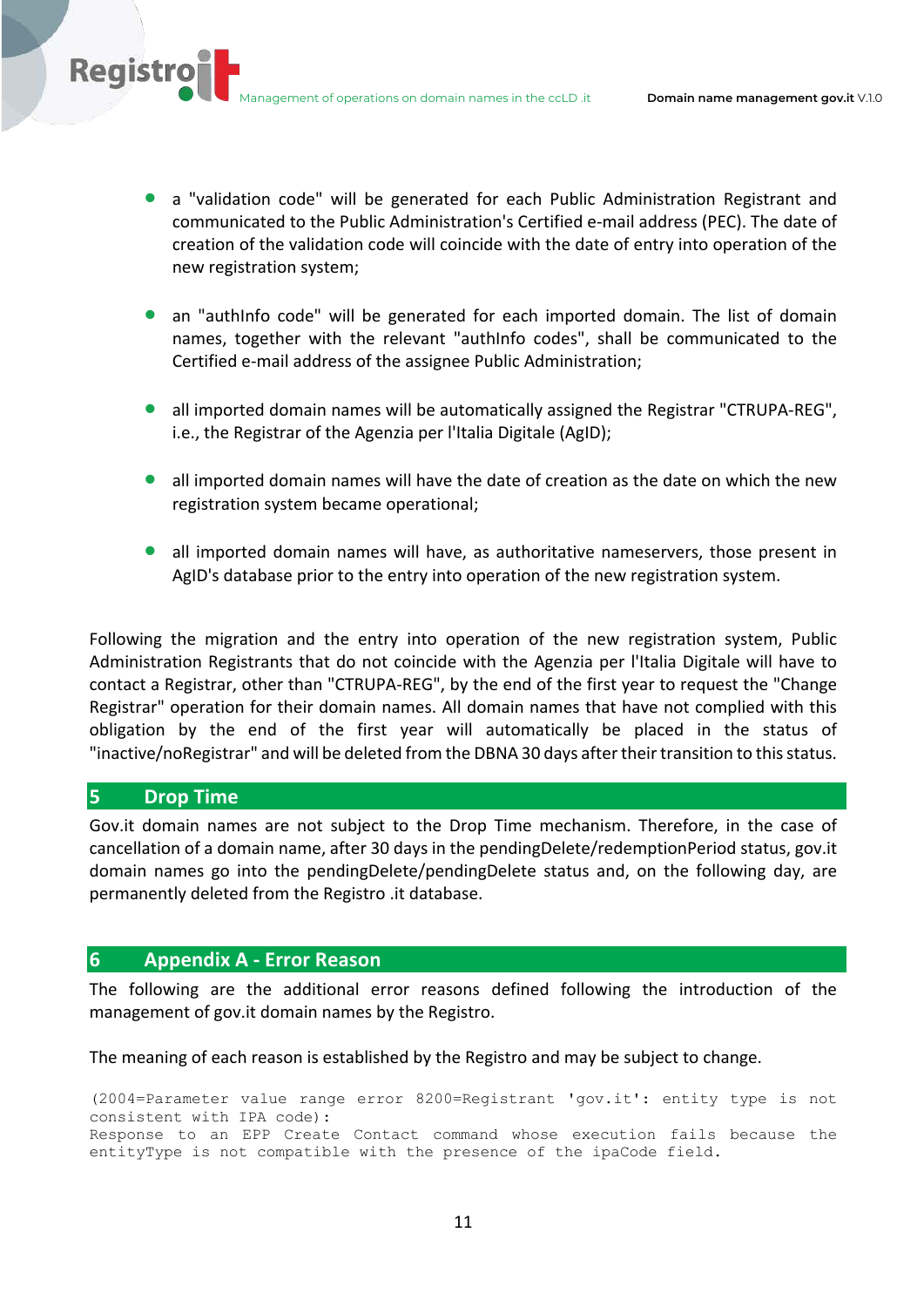- a "validation code" will be generated for each Public Administration Registrant and communicated to the Public Administration's Certified e-mail address (PEC). The date of creation of the validation code will coincide with the date of entry into operation of the new registration system;

- an "authInfo code" will be generated for each imported domain. The list of domain names, together with the relevant "authInfo codes", shall be communicated to the Certified e-mail address of the assignee Public Administration;

- all imported domain names will be automatically assigned the Registrar "CTRUPA-REG", i.e., the Registrar of the Agenzia per l'Italia Digitale (AgID);

- all imported domain names will have the date of creation as the date on which the new registration system became operational;

- all imported domain names will have, as authoritative nameservers, those present in AgID's database prior to the entry into operation of the new registration system.

Following the migration and the entry into operation of the new registration system, Public Administration Registrants that do not coincide with the Agenzia per l'Italia Digitale will have to contact a Registrar, other than "CTRUPA-REG", by the end of the first year to request the "Change Registrar" operation for their domain names. All domain names that have not complied with this obligation by the end of the first year will automatically be placed in the status of "inactive/noRegistrar" and will be deleted from the DBNA 30 days after their transition to this status.

# 5 Drop Time

Gov.it domain names are not subject to the Drop Time mechanism. Therefore, in the case of cancellation of a domain name, after 30 days in the pendingDelete/redemptionPeriod status, gov.it domain names go into the pendingDelete/pendingDelete status and, on the following day, are permanently deleted from the Registro .it database.

# 6 Appendix A - Error Reason

The following are the additional error reasons defined following the introduction of the management of gov.it domain names by the Registro.

The meaning of each reason is established by the Registro and may be subject to change.

```
(2004=Parameter value range error 8200=Registrant 'gov.it': entity type is not consistent with IPA code):
Response to an EPP Create Contact command whose execution fails because the entityType is not compatible with the presence of the ipaCode field.
```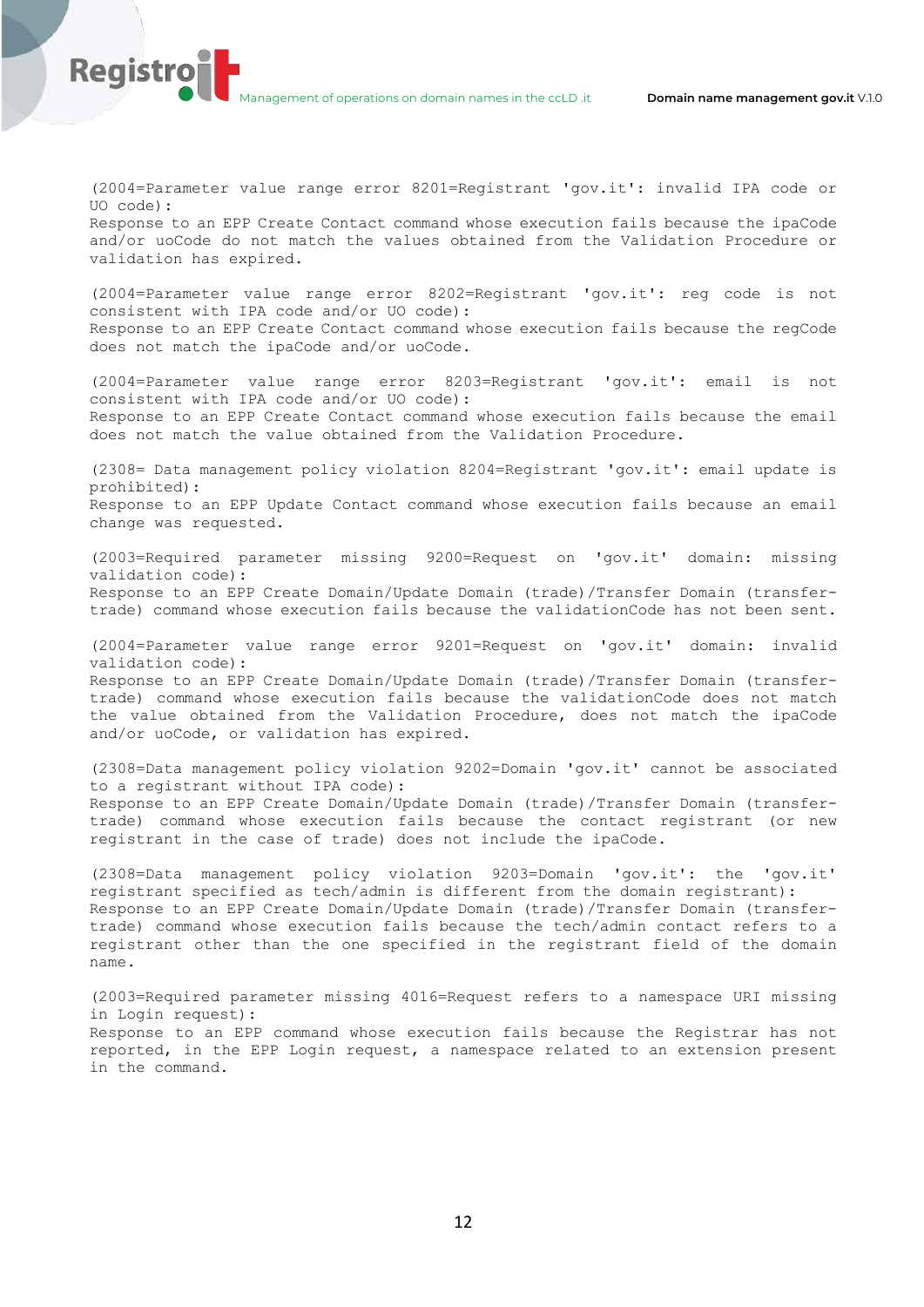(2004=Parameter value range error 8201=Registrant 'gov.it': invalid IPA code or UO code):
Response to an EPP Create Contact command whose execution fails because the ipaCode and/or uoCode do not match the values obtained from the Validation Procedure or validation has expired.

(2004=Parameter value range error 8202=Registrant 'gov.it': reg code is not consistent with IPA code and/or UO code):
Response to an EPP Create Contact command whose execution fails because the regCode does not match the ipaCode and/or uoCode.

(2004=Parameter value range error 8203=Registrant 'gov.it': email is not consistent with IPA code and/or UO code):
Response to an EPP Create Contact command whose execution fails because the email does not match the value obtained from the Validation Procedure.

(2308= Data management policy violation 8204=Registrant 'gov.it': email update is prohibited):
Response to an EPP Update Contact command whose execution fails because an email change was requested.

(2003=Required parameter missing 9200=Request on 'gov.it' domain: missing validation code):
Response to an EPP Create Domain/Update Domain (trade)/Transfer Domain (transfer-trade) command whose execution fails because the validationCode has not been sent.

(2004=Parameter value range error 9201=Request on 'gov.it' domain: invalid validation code):
Response to an EPP Create Domain/Update Domain (trade)/Transfer Domain (transfer-trade) command whose execution fails because the validationCode does not match the value obtained from the Validation Procedure, does not match the ipaCode and/or uoCode, or validation has expired.

(2308=Data management policy violation 9202=Domain 'gov.it' cannot be associated to a registrant without IPA code):
Response to an EPP Create Domain/Update Domain (trade)/Transfer Domain (transfer-trade) command whose execution fails because the contact registrant (or new registrant in the case of trade) does not include the ipaCode.

(2308=Data management policy violation 9203=Domain 'gov.it': the 'gov.it' registrant specified as tech/admin is different from the domain registrant):
Response to an EPP Create Domain/Update Domain (trade)/Transfer Domain (transfer-trade) command whose execution fails because the tech/admin contact refers to a registrant other than the one specified in the registrant field of the domain name.

(2003=Required parameter missing 4016=Request refers to a namespace URI missing in Login request):
Response to an EPP command whose execution fails because the Registrar has not reported, in the EPP Login request, a namespace related to an extension present in the command.